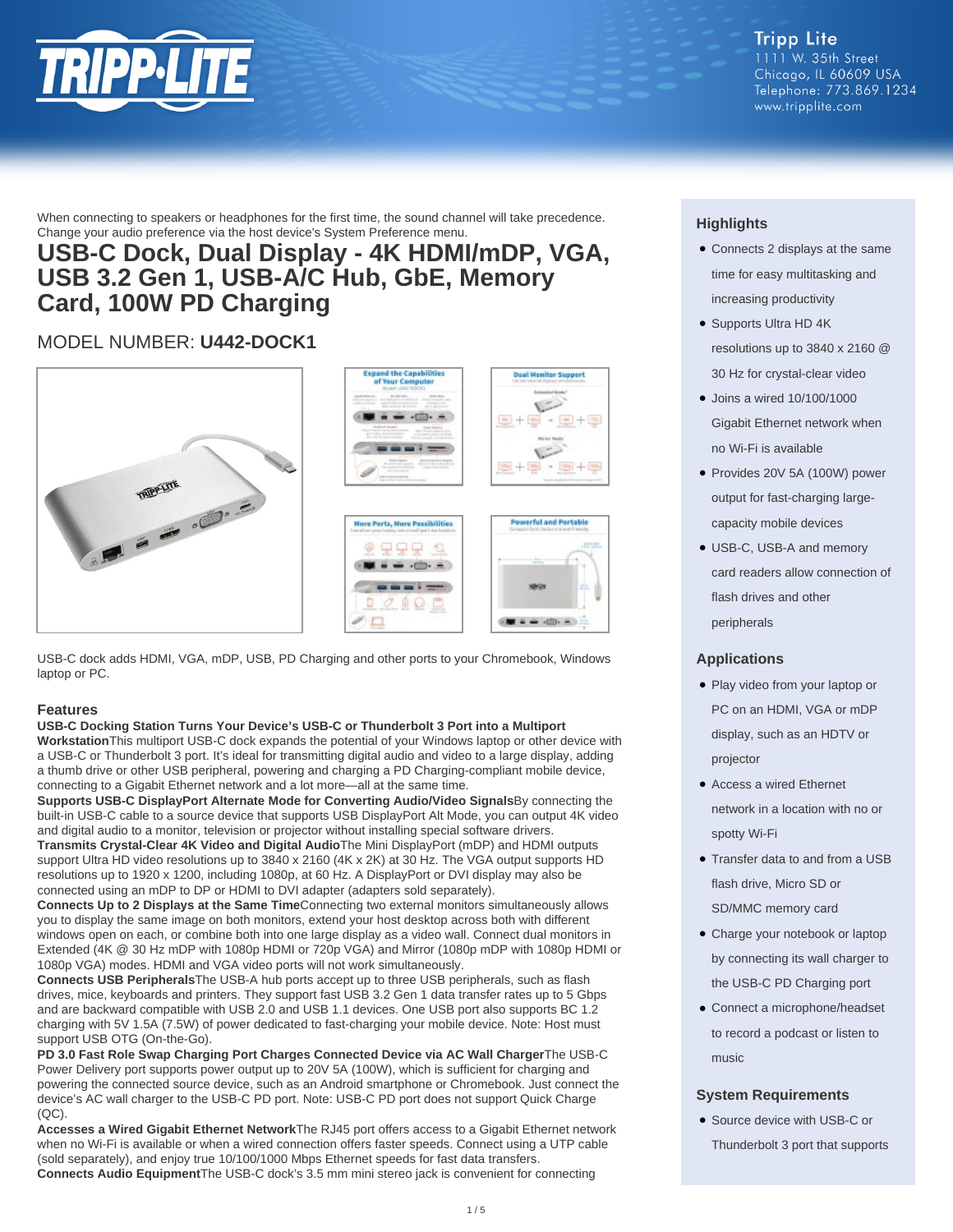Tripp Lite
1111 W. 35th Street
Chicago, IL 60609 USA
Telephone: 773.869.1234
www.tripplite.com

When connecting to speakers or headphones for the first time, the sound channel will take precedence. Change your audio preference via the host device's System Preference menu.

# USB-C Dock, Dual Display - 4K HDMI/mDP, VGA, USB 3.2 Gen 1, USB-A/C Hub, GbE, Memory Card, 100W PD Charging

MODEL NUMBER: **U442-DOCK1**

USB-C dock adds HDMI, VGA, mDP, USB, PD Charging and other ports to your Chromebook, Windows laptop or PC.

## Features

**USB-C Docking Station Turns Your Device's USB-C or Thunderbolt 3 Port into a Multiport Workstation**This multiport USB-C dock expands the potential of your Windows laptop or other device with a USB-C or Thunderbolt 3 port. It's ideal for transmitting digital audio and video to a large display, adding a thumb drive or other USB peripheral, powering and charging a PD Charging-compliant mobile device, connecting to a Gigabit Ethernet network and a lot more—all at the same time.
**Supports USB-C DisplayPort Alternate Mode for Converting Audio/Video Signals**By connecting the built-in USB-C cable to a source device that supports USB DisplayPort Alt Mode, you can output 4K video and digital audio to a monitor, television or projector without installing special software drivers.
**Transmits Crystal-Clear 4K Video and Digital Audio**The Mini DisplayPort (mDP) and HDMI outputs support Ultra HD video resolutions up to 3840 x 2160 (4K x 2K) at 30 Hz. The VGA output supports HD resolutions up to 1920 x 1200, including 1080p, at 60 Hz. A DisplayPort or DVI display may also be connected using an mDP to DP or HDMI to DVI adapter (adapters sold separately).
**Connects Up to 2 Displays at the Same Time**Connecting two external monitors simultaneously allows you to display the same image on both monitors, extend your host desktop across both with different windows open on each, or combine both into one large display as a video wall. Connect dual monitors in Extended (4K @ 30 Hz mDP with 1080p HDMI or 720p VGA) and Mirror (1080p mDP with 1080p HDMI or 1080p VGA) modes. HDMI and VGA video ports will not work simultaneously.
**Connects USB Peripherals**The USB-A hub ports accept up to three USB peripherals, such as flash drives, mice, keyboards and printers. They support fast USB 3.2 Gen 1 data transfer rates up to 5 Gbps and are backward compatible with USB 2.0 and USB 1.1 devices. One USB port also supports BC 1.2 charging with 5V 1.5A (7.5W) of power dedicated to fast-charging your mobile device. Note: Host must support USB OTG (On-the-Go).
**PD 3.0 Fast Role Swap Charging Port Charges Connected Device via AC Wall Charger**The USB-C Power Delivery port supports power output up to 20V 5A (100W), which is sufficient for charging and powering the connected source device, such as an Android smartphone or Chromebook. Just connect the device's AC wall charger to the USB-C PD port. Note: USB-C PD port does not support Quick Charge (QC).
**Accesses a Wired Gigabit Ethernet Network**The RJ45 port offers access to a Gigabit Ethernet network when no Wi-Fi is available or when a wired connection offers faster speeds. Connect using a UTP cable (sold separately), and enjoy true 10/100/1000 Mbps Ethernet speeds for fast data transfers.
**Connects Audio Equipment**The USB-C dock's 3.5 mm mini stereo jack is convenient for connecting

## Highlights

- Connects 2 displays at the same time for easy multitasking and increasing productivity
- Supports Ultra HD 4K resolutions up to 3840 x 2160 @ 30 Hz for crystal-clear video
- Joins a wired 10/100/1000 Gigabit Ethernet network when no Wi-Fi is available
- Provides 20V 5A (100W) power output for fast-charging large-capacity mobile devices
- USB-C, USB-A and memory card readers allow connection of flash drives and other peripherals

## Applications

- Play video from your laptop or PC on an HDMI, VGA or mDP display, such as an HDTV or projector
- Access a wired Ethernet network in a location with no or spotty Wi-Fi
- Transfer data to and from a USB flash drive, Micro SD or SD/MMC memory card
- Charge your notebook or laptop by connecting its wall charger to the USB-C PD Charging port
- Connect a microphone/headset to record a podcast or listen to music

## System Requirements

- Source device with USB-C or Thunderbolt 3 port that supports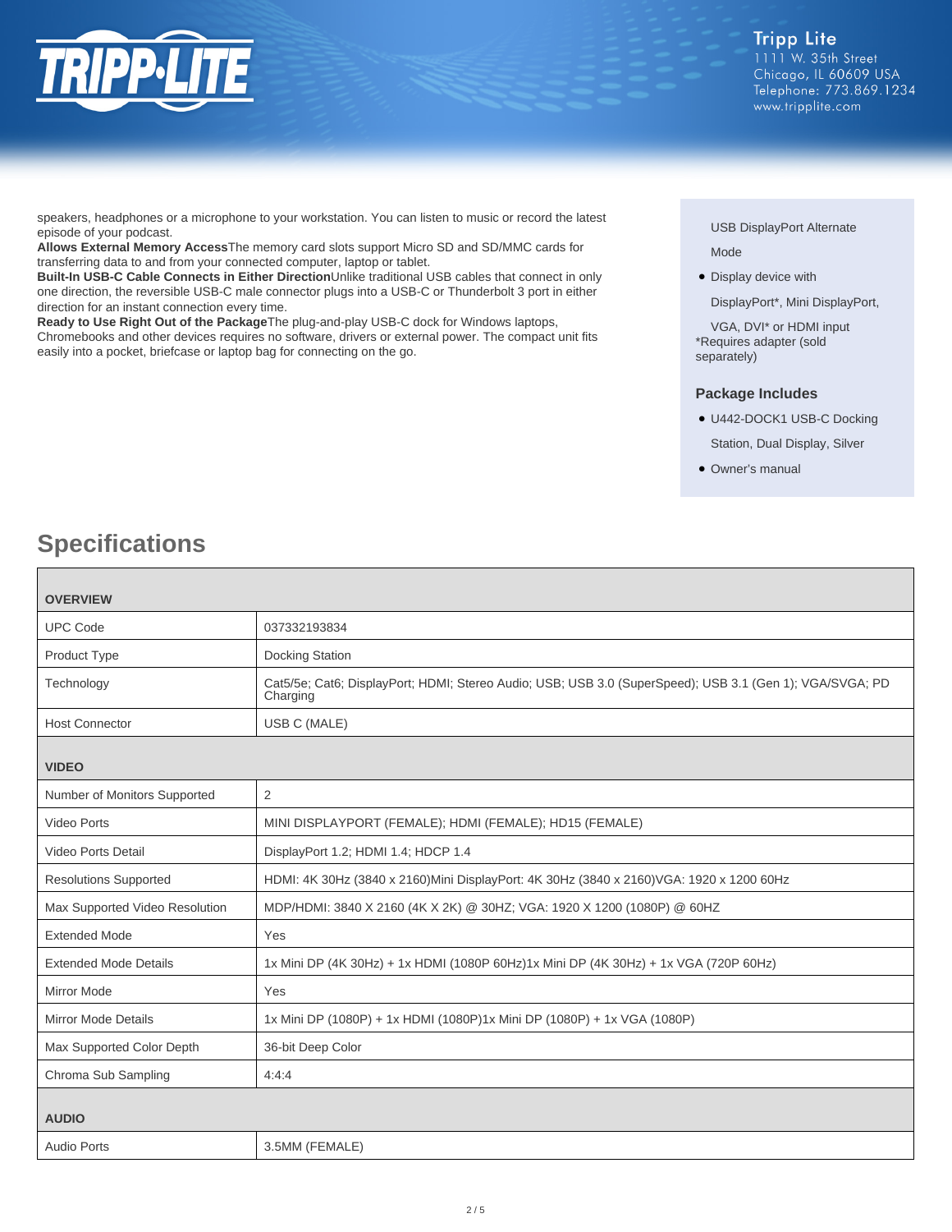speakers, headphones or a microphone to your workstation. You can listen to music or record the latest episode of your podcast.

**Allows External Memory Access**The memory card slots support Micro SD and SD/MMC cards for transferring data to and from your connected computer, laptop or tablet.

**Built-In USB-C Cable Connects in Either Direction**Unlike traditional USB cables that connect in only one direction, the reversible USB-C male connector plugs into a USB-C or Thunderbolt 3 port in either direction for an instant connection every time.

**Ready to Use Right Out of the Package**The plug-and-play USB-C dock for Windows laptops, Chromebooks and other devices requires no software, drivers or external power. The compact unit fits easily into a pocket, briefcase or laptop bag for connecting on the go.

USB DisplayPort Alternate Mode

- Display device with DisplayPort*, Mini DisplayPort, VGA, DVI* or HDMI input

*Requires adapter (sold separately)

### Package Includes

- U442-DOCK1 USB-C Docking Station, Dual Display, Silver
- Owner's manual

## Specifications

| | |
|---|---|
| **OVERVIEW** | |
| UPC Code | 037332193834 |
| Product Type | Docking Station |
| Technology | Cat5/5e; Cat6; DisplayPort; HDMI; Stereo Audio; USB; USB 3.0 (SuperSpeed); USB 3.1 (Gen 1); VGA/SVGA; PD Charging |
| Host Connector | USB C (MALE) |
| **VIDEO** | |
| Number of Monitors Supported | 2 |
| Video Ports | MINI DISPLAYPORT (FEMALE); HDMI (FEMALE); HD15 (FEMALE) |
| Video Ports Detail | DisplayPort 1.2; HDMI 1.4; HDCP 1.4 |
| Resolutions Supported | HDMI: 4K 30Hz (3840 x 2160)Mini DisplayPort: 4K 30Hz (3840 x 2160)VGA: 1920 x 1200 60Hz |
| Max Supported Video Resolution | MDP/HDMI: 3840 X 2160 (4K X 2K) @ 30HZ; VGA: 1920 X 1200 (1080P) @ 60HZ |
| Extended Mode | Yes |
| Extended Mode Details | 1x Mini DP (4K 30Hz) + 1x HDMI (1080P 60Hz)1x Mini DP (4K 30Hz) + 1x VGA (720P 60Hz) |
| Mirror Mode | Yes |
| Mirror Mode Details | 1x Mini DP (1080P) + 1x HDMI (1080P)1x Mini DP (1080P) + 1x VGA (1080P) |
| Max Supported Color Depth | 36-bit Deep Color |
| Chroma Sub Sampling | 4:4:4 |
| **AUDIO** | |
| Audio Ports | 3.5MM (FEMALE) |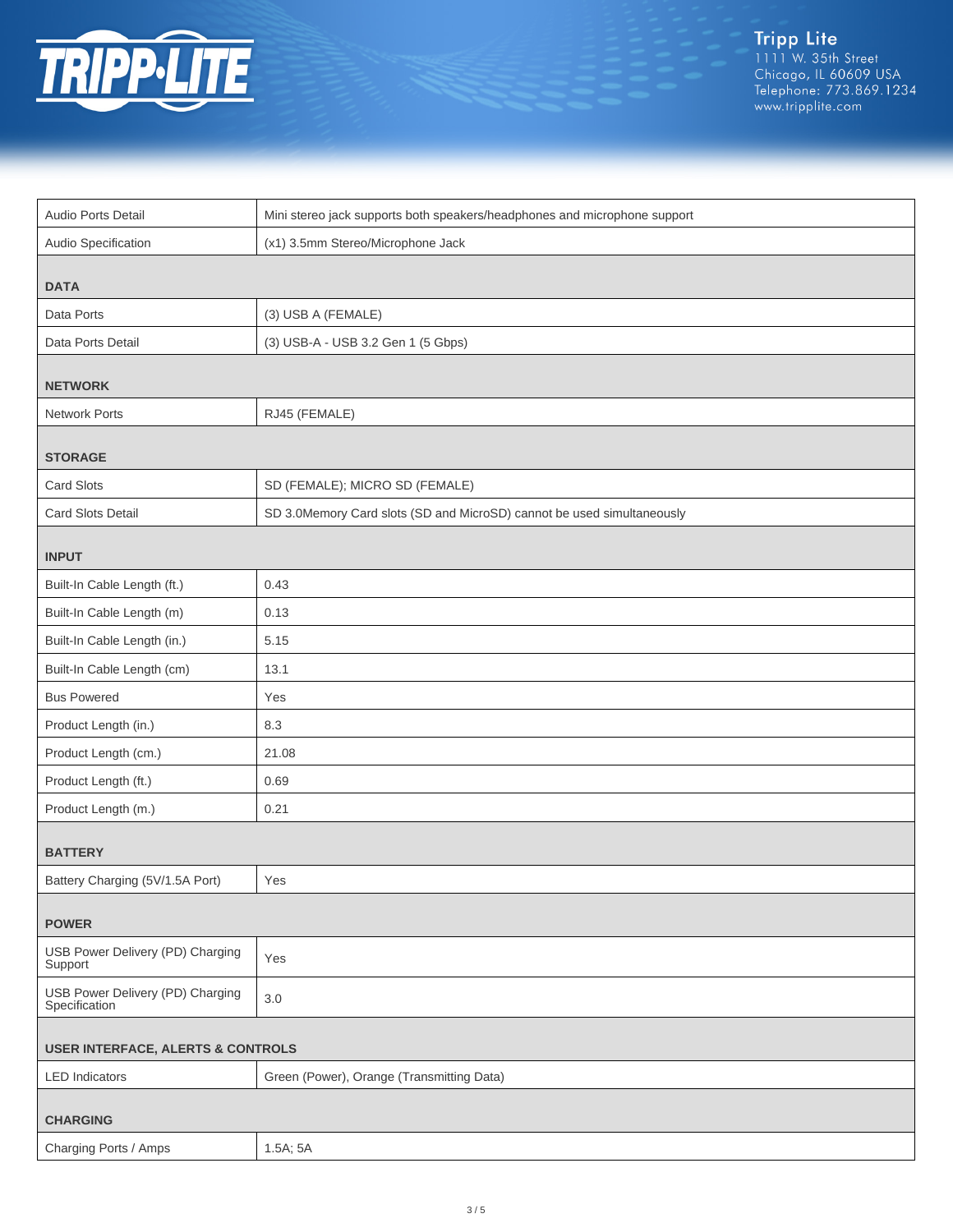| | |
|---|---|
| Audio Ports Detail | Mini stereo jack supports both speakers/headphones and microphone support |
| Audio Specification | (x1) 3.5mm Stereo/Microphone Jack |
| **DATA** | |
| Data Ports | (3) USB A (FEMALE) |
| Data Ports Detail | (3) USB-A - USB 3.2 Gen 1 (5 Gbps) |
| **NETWORK** | |
| Network Ports | RJ45 (FEMALE) |
| **STORAGE** | |
| Card Slots | SD (FEMALE); MICRO SD (FEMALE) |
| Card Slots Detail | SD 3.0Memory Card slots (SD and MicroSD) cannot be used simultaneously |
| **INPUT** | |
| Built-In Cable Length (ft.) | 0.43 |
| Built-In Cable Length (m) | 0.13 |
| Built-In Cable Length (in.) | 5.15 |
| Built-In Cable Length (cm) | 13.1 |
| Bus Powered | Yes |
| Product Length (in.) | 8.3 |
| Product Length (cm.) | 21.08 |
| Product Length (ft.) | 0.69 |
| Product Length (m.) | 0.21 |
| **BATTERY** | |
| Battery Charging (5V/1.5A Port) | Yes |
| **POWER** | |
| USB Power Delivery (PD) Charging Support | Yes |
| USB Power Delivery (PD) Charging Specification | 3.0 |
| **USER INTERFACE, ALERTS & CONTROLS** | |
| LED Indicators | Green (Power), Orange (Transmitting Data) |
| **CHARGING** | |
| Charging Ports / Amps | 1.5A; 5A |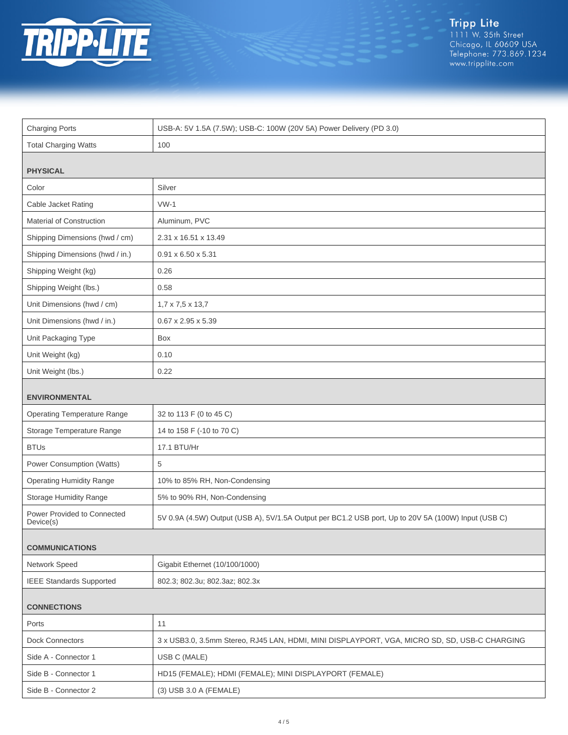| | |
|---|---|
| Charging Ports | USB-A: 5V 1.5A (7.5W); USB-C: 100W (20V 5A) Power Delivery (PD 3.0) |
| Total Charging Watts | 100 |
| **PHYSICAL** | |
| Color | Silver |
| Cable Jacket Rating | VW-1 |
| Material of Construction | Aluminum, PVC |
| Shipping Dimensions (hwd / cm) | 2.31 x 16.51 x 13.49 |
| Shipping Dimensions (hwd / in.) | 0.91 x 6.50 x 5.31 |
| Shipping Weight (kg) | 0.26 |
| Shipping Weight (lbs.) | 0.58 |
| Unit Dimensions (hwd / cm) | 1,7 x 7,5 x 13,7 |
| Unit Dimensions (hwd / in.) | 0.67 x 2.95 x 5.39 |
| Unit Packaging Type | Box |
| Unit Weight (kg) | 0.10 |
| Unit Weight (lbs.) | 0.22 |
| **ENVIRONMENTAL** | |
| Operating Temperature Range | 32 to 113 F (0 to 45 C) |
| Storage Temperature Range | 14 to 158 F (-10 to 70 C) |
| BTUs | 17.1 BTU/Hr |
| Power Consumption (Watts) | 5 |
| Operating Humidity Range | 10% to 85% RH, Non-Condensing |
| Storage Humidity Range | 5% to 90% RH, Non-Condensing |
| Power Provided to Connected Device(s) | 5V 0.9A (4.5W) Output (USB A), 5V/1.5A Output per BC1.2 USB port, Up to 20V 5A (100W) Input (USB C) |
| **COMMUNICATIONS** | |
| Network Speed | Gigabit Ethernet (10/100/1000) |
| IEEE Standards Supported | 802.3; 802.3u; 802.3az; 802.3x |
| **CONNECTIONS** | |
| Ports | 11 |
| Dock Connectors | 3 x USB3.0, 3.5mm Stereo, RJ45 LAN, HDMI, MINI DISPLAYPORT, VGA, MICRO SD, SD, USB-C CHARGING |
| Side A - Connector 1 | USB C (MALE) |
| Side B - Connector 1 | HD15 (FEMALE); HDMI (FEMALE); MINI DISPLAYPORT (FEMALE) |
| Side B - Connector 2 | (3) USB 3.0 A (FEMALE) |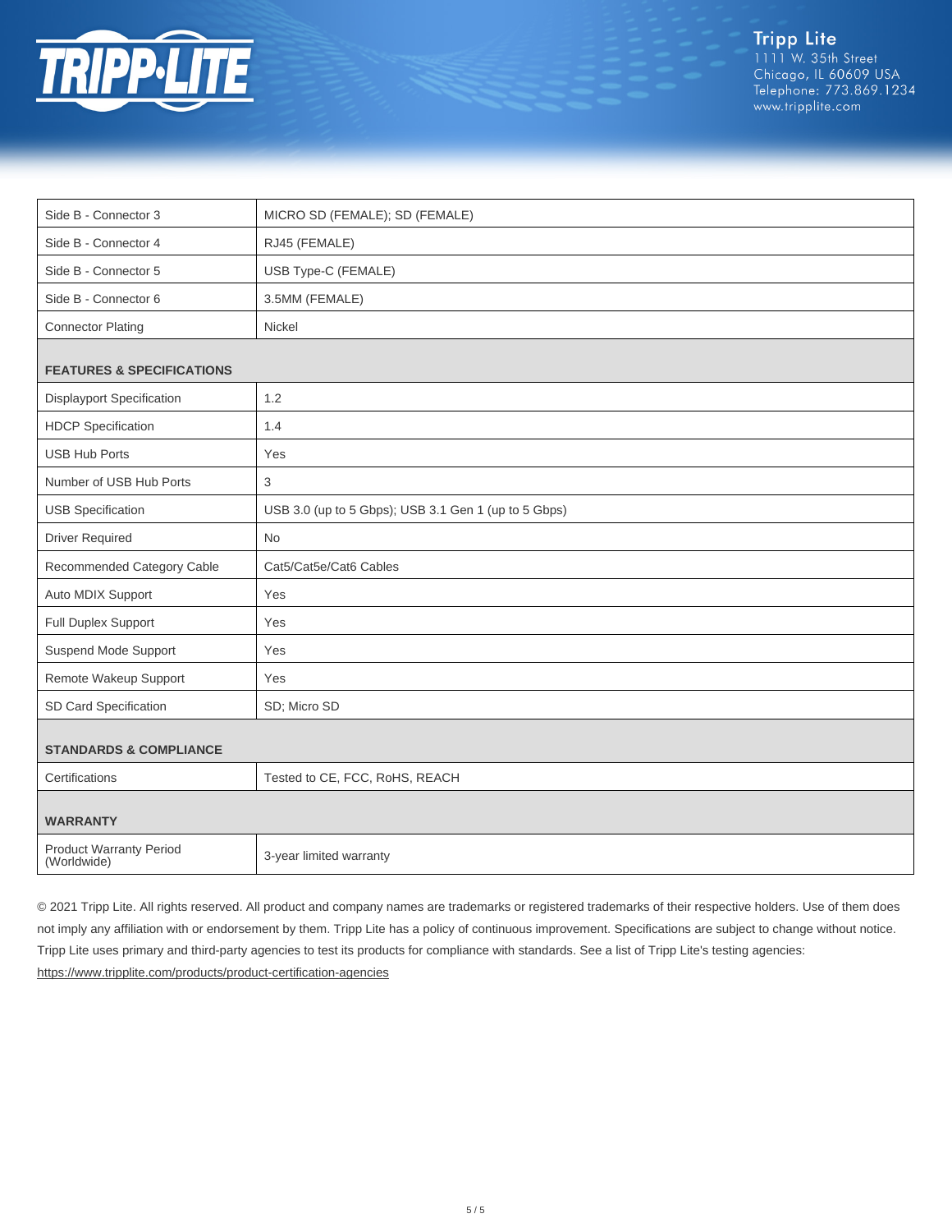| | |
|---|---|
| Side B - Connector 3 | MICRO SD (FEMALE); SD (FEMALE) |
| Side B - Connector 4 | RJ45 (FEMALE) |
| Side B - Connector 5 | USB Type-C (FEMALE) |
| Side B - Connector 6 | 3.5MM (FEMALE) |
| Connector Plating | Nickel |
| **FEATURES & SPECIFICATIONS** | |
| Displayport Specification | 1.2 |
| HDCP Specification | 1.4 |
| USB Hub Ports | Yes |
| Number of USB Hub Ports | 3 |
| USB Specification | USB 3.0 (up to 5 Gbps); USB 3.1 Gen 1 (up to 5 Gbps) |
| Driver Required | No |
| Recommended Category Cable | Cat5/Cat5e/Cat6 Cables |
| Auto MDIX Support | Yes |
| Full Duplex Support | Yes |
| Suspend Mode Support | Yes |
| Remote Wakeup Support | Yes |
| SD Card Specification | SD; Micro SD |
| **STANDARDS & COMPLIANCE** | |
| Certifications | Tested to CE, FCC, RoHS, REACH |
| **WARRANTY** | |
| Product Warranty Period (Worldwide) | 3-year limited warranty |

© 2021 Tripp Lite. All rights reserved. All product and company names are trademarks or registered trademarks of their respective holders. Use of them does not imply any affiliation with or endorsement by them. Tripp Lite has a policy of continuous improvement. Specifications are subject to change without notice. Tripp Lite uses primary and third-party agencies to test its products for compliance with standards. See a list of Tripp Lite's testing agencies: https://www.tripplite.com/products/product-certification-agencies